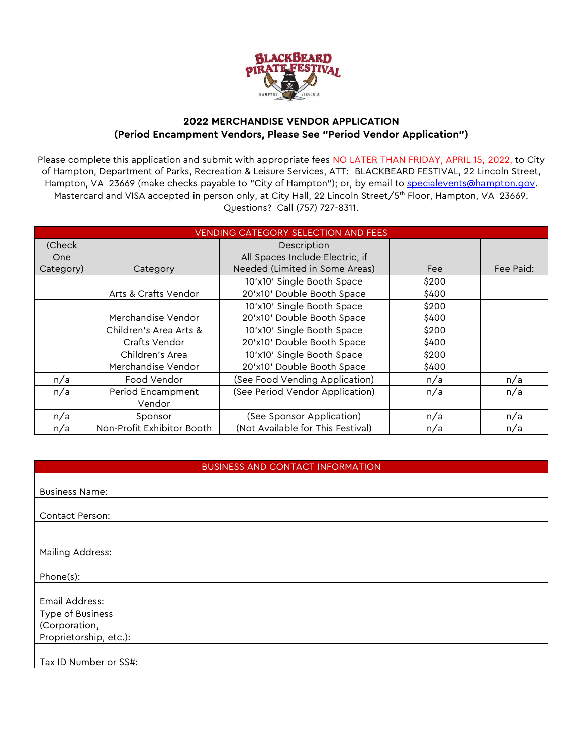## 2022 MERCHANDISE VENDOR APPLICATION
## (Period Encampment Vendors, Please See "Period Vendor Application")

Please complete this application and submit with appropriate fees NO LATER THAN FRIDAY, APRIL 15, 2022, to City of Hampton, Department of Parks, Recreation & Leisure Services, ATT: BLACKBEARD FESTIVAL, 22 Lincoln Street, Hampton, VA 23669 (make checks payable to "City of Hampton"); or, by email to specialevents@hampton.gov. Mastercard and VISA accepted in person only, at City Hall, 22 Lincoln Street/5th Floor, Hampton, VA 23669. Questions? Call (757) 727-8311.

| VENDING CATEGORY SELECTION AND FEES | | | | |
|---|---|---|---|---|
| (Check One Category) | Category | Description All Spaces Include Electric, if Needed (Limited in Some Areas) | Fee | Fee Paid: |
| | Arts & Crafts Vendor | 10'x10' Single Booth Space<br>20'x10' Double Booth Space | $200<br>$400 | |
| | Merchandise Vendor | 10'x10' Single Booth Space<br>20'x10' Double Booth Space | $200<br>$400 | |
| | Children's Area Arts & Crafts Vendor | 10'x10' Single Booth Space<br>20'x10' Double Booth Space | $200<br>$400 | |
| | Children's Area Merchandise Vendor | 10'x10' Single Booth Space<br>20'x10' Double Booth Space | $200<br>$400 | |
| n/a | Food Vendor | (See Food Vending Application) | n/a | n/a |
| n/a | Period Encampment Vendor | (See Period Vendor Application) | n/a | n/a |
| n/a | Sponsor | (See Sponsor Application) | n/a | n/a |
| n/a | Non-Profit Exhibitor Booth | (Not Available for This Festival) | n/a | n/a |

| BUSINESS AND CONTACT INFORMATION | |
|---|---|
| Business Name: | |
| Contact Person: | |
| Mailing Address: | |
| Phone(s): | |
| Email Address: | |
| Type of Business (Corporation, Proprietorship, etc.): | |
| Tax ID Number or SS#: | |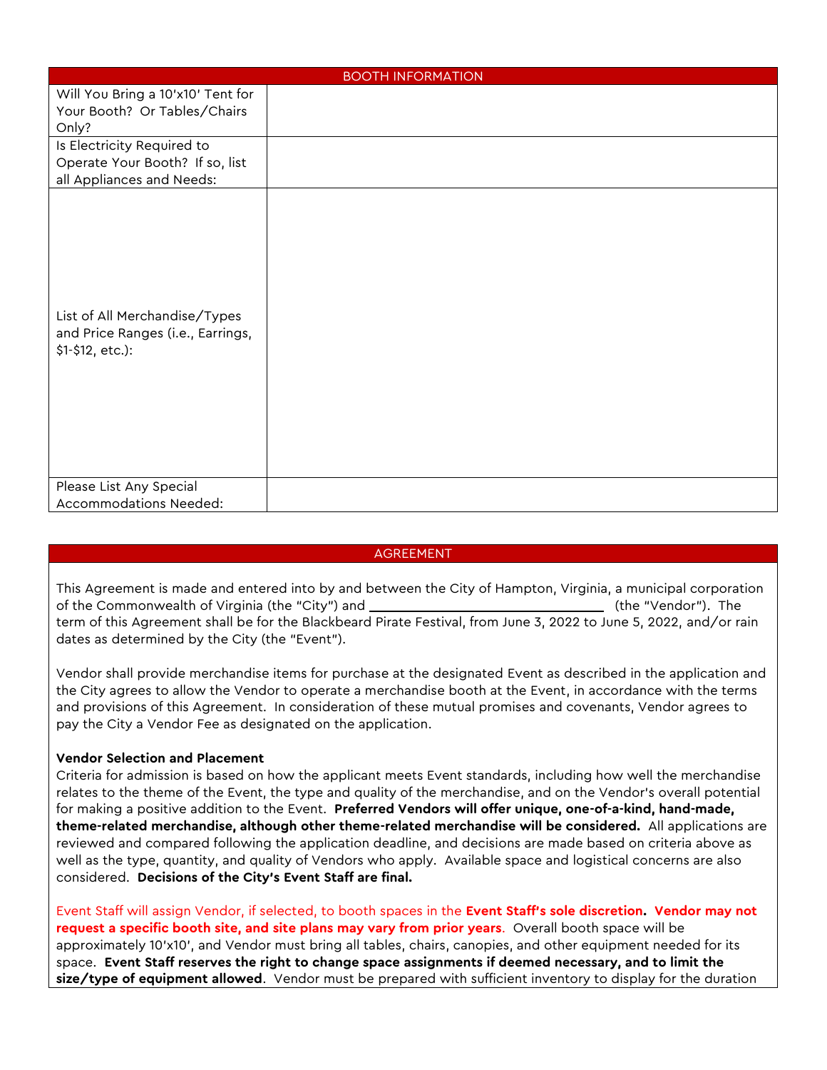## BOOTH INFORMATION

| | |
|---|---|
| Will You Bring a 10'x10' Tent for Your Booth? Or Tables/Chairs Only? | |
| Is Electricity Required to Operate Your Booth? If so, list all Appliances and Needs: | |
| List of All Merchandise/Types and Price Ranges (i.e., Earrings, $1-$12, etc.): | |
| Please List Any Special Accommodations Needed: | |

## AGREEMENT

This Agreement is made and entered into by and between the City of Hampton, Virginia, a municipal corporation of the Commonwealth of Virginia (the "City") and ______________________________ (the "Vendor"). The term of this Agreement shall be for the Blackbeard Pirate Festival, from June 3, 2022 to June 5, 2022, and/or rain dates as determined by the City (the "Event").

Vendor shall provide merchandise items for purchase at the designated Event as described in the application and the City agrees to allow the Vendor to operate a merchandise booth at the Event, in accordance with the terms and provisions of this Agreement. In consideration of these mutual promises and covenants, Vendor agrees to pay the City a Vendor Fee as designated on the application.

**Vendor Selection and Placement**

Criteria for admission is based on how the applicant meets Event standards, including how well the merchandise relates to the theme of the Event, the type and quality of the merchandise, and on the Vendor's overall potential for making a positive addition to the Event. **Preferred Vendors will offer unique, one-of-a-kind, hand-made, theme-related merchandise, although other theme-related merchandise will be considered.** All applications are reviewed and compared following the application deadline, and decisions are made based on criteria above as well as the type, quantity, and quality of Vendors who apply. Available space and logistical concerns are also considered. **Decisions of the City's Event Staff are final.**

Event Staff will assign Vendor, if selected, to booth spaces in the **Event Staff's sole discretion. Vendor may not request a specific booth site, and site plans may vary from prior years**. Overall booth space will be approximately 10'x10', and Vendor must bring all tables, chairs, canopies, and other equipment needed for its space. **Event Staff reserves the right to change space assignments if deemed necessary, and to limit the size/type of equipment allowed**. Vendor must be prepared with sufficient inventory to display for the duration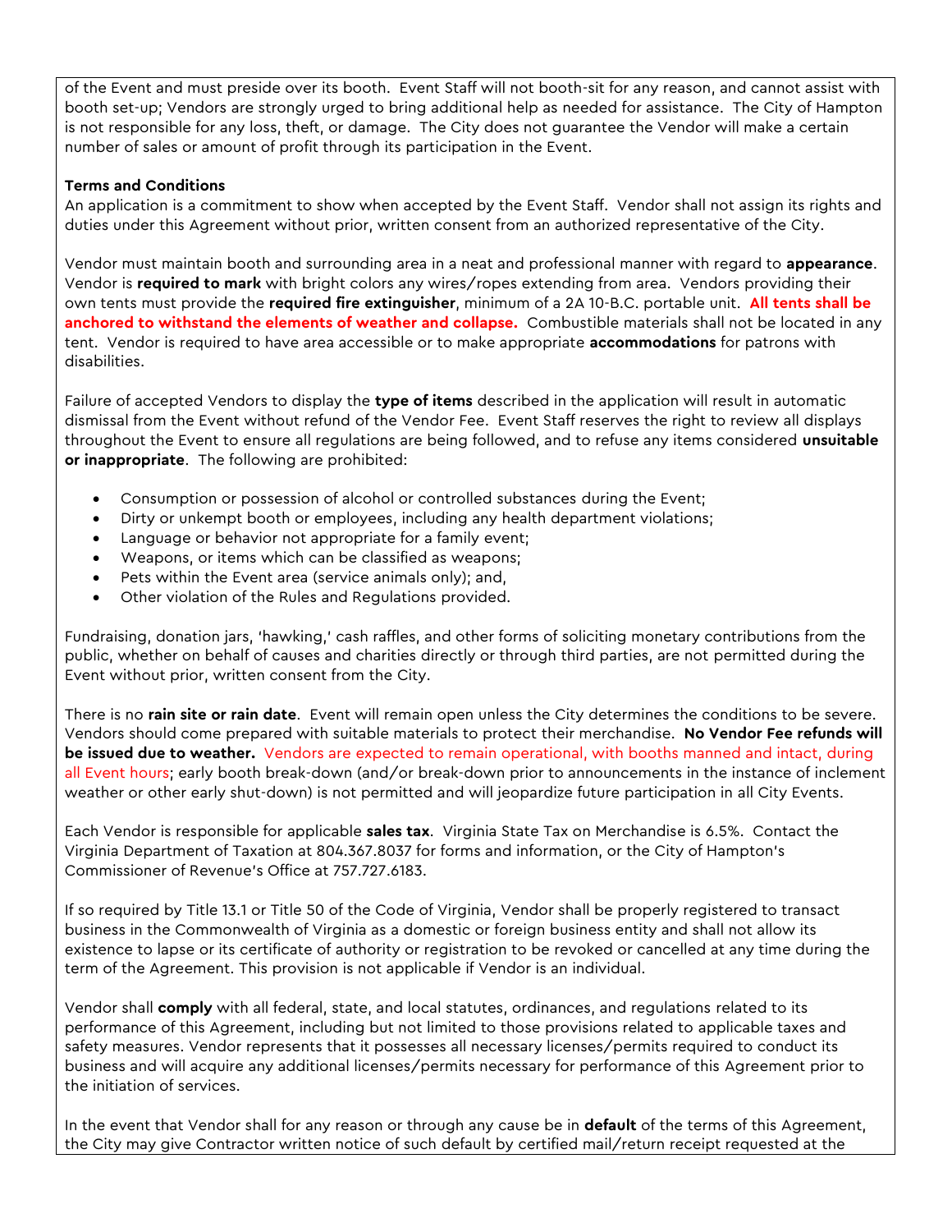of the Event and must preside over its booth. Event Staff will not booth-sit for any reason, and cannot assist with booth set-up; Vendors are strongly urged to bring additional help as needed for assistance. The City of Hampton is not responsible for any loss, theft, or damage. The City does not guarantee the Vendor will make a certain number of sales or amount of profit through its participation in the Event.

**Terms and Conditions**
An application is a commitment to show when accepted by the Event Staff. Vendor shall not assign its rights and duties under this Agreement without prior, written consent from an authorized representative of the City.

Vendor must maintain booth and surrounding area in a neat and professional manner with regard to **appearance**. Vendor is **required to mark** with bright colors any wires/ropes extending from area. Vendors providing their own tents must provide the **required fire extinguisher**, minimum of a 2A 10-B.C. portable unit. **All tents shall be anchored to withstand the elements of weather and collapse.** Combustible materials shall not be located in any tent. Vendor is required to have area accessible or to make appropriate **accommodations** for patrons with disabilities.

Failure of accepted Vendors to display the **type of items** described in the application will result in automatic dismissal from the Event without refund of the Vendor Fee. Event Staff reserves the right to review all displays throughout the Event to ensure all regulations are being followed, and to refuse any items considered **unsuitable or inappropriate**. The following are prohibited:

- Consumption or possession of alcohol or controlled substances during the Event;
- Dirty or unkempt booth or employees, including any health department violations;
- Language or behavior not appropriate for a family event;
- Weapons, or items which can be classified as weapons;
- Pets within the Event area (service animals only); and,
- Other violation of the Rules and Regulations provided.

Fundraising, donation jars, 'hawking,' cash raffles, and other forms of soliciting monetary contributions from the public, whether on behalf of causes and charities directly or through third parties, are not permitted during the Event without prior, written consent from the City.

There is no **rain site or rain date**. Event will remain open unless the City determines the conditions to be severe. Vendors should come prepared with suitable materials to protect their merchandise. **No Vendor Fee refunds will be issued due to weather.** Vendors are expected to remain operational, with booths manned and intact, during all Event hours; early booth break-down (and/or break-down prior to announcements in the instance of inclement weather or other early shut-down) is not permitted and will jeopardize future participation in all City Events.

Each Vendor is responsible for applicable **sales tax**. Virginia State Tax on Merchandise is 6.5%. Contact the Virginia Department of Taxation at 804.367.8037 for forms and information, or the City of Hampton's Commissioner of Revenue's Office at 757.727.6183.

If so required by Title 13.1 or Title 50 of the Code of Virginia, Vendor shall be properly registered to transact business in the Commonwealth of Virginia as a domestic or foreign business entity and shall not allow its existence to lapse or its certificate of authority or registration to be revoked or cancelled at any time during the term of the Agreement. This provision is not applicable if Vendor is an individual.

Vendor shall **comply** with all federal, state, and local statutes, ordinances, and regulations related to its performance of this Agreement, including but not limited to those provisions related to applicable taxes and safety measures. Vendor represents that it possesses all necessary licenses/permits required to conduct its business and will acquire any additional licenses/permits necessary for performance of this Agreement prior to the initiation of services.

In the event that Vendor shall for any reason or through any cause be in **default** of the terms of this Agreement, the City may give Contractor written notice of such default by certified mail/return receipt requested at the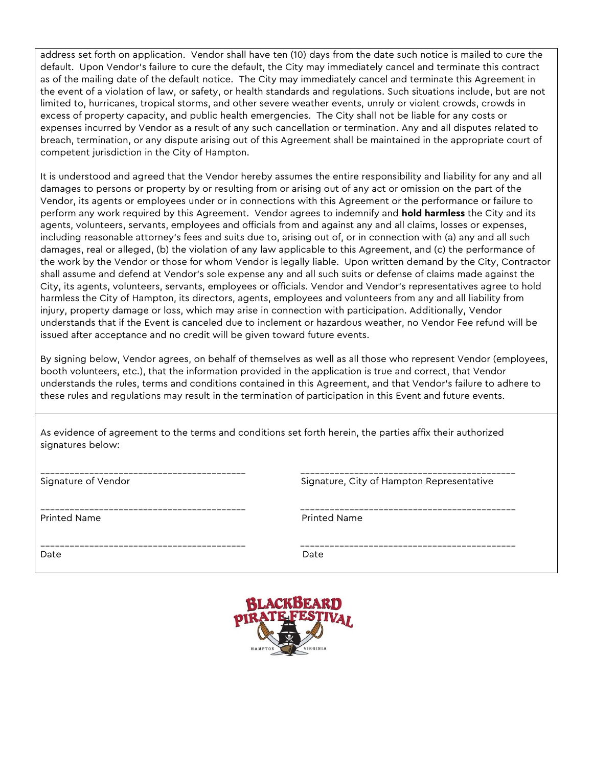address set forth on application. Vendor shall have ten (10) days from the date such notice is mailed to cure the default. Upon Vendor's failure to cure the default, the City may immediately cancel and terminate this contract as of the mailing date of the default notice. The City may immediately cancel and terminate this Agreement in the event of a violation of law, or safety, or health standards and regulations. Such situations include, but are not limited to, hurricanes, tropical storms, and other severe weather events, unruly or violent crowds, crowds in excess of property capacity, and public health emergencies. The City shall not be liable for any costs or expenses incurred by Vendor as a result of any such cancellation or termination. Any and all disputes related to breach, termination, or any dispute arising out of this Agreement shall be maintained in the appropriate court of competent jurisdiction in the City of Hampton.

It is understood and agreed that the Vendor hereby assumes the entire responsibility and liability for any and all damages to persons or property by or resulting from or arising out of any act or omission on the part of the Vendor, its agents or employees under or in connections with this Agreement or the performance or failure to perform any work required by this Agreement. Vendor agrees to indemnify and **hold harmless** the City and its agents, volunteers, servants, employees and officials from and against any and all claims, losses or expenses, including reasonable attorney's fees and suits due to, arising out of, or in connection with (a) any and all such damages, real or alleged, (b) the violation of any law applicable to this Agreement, and (c) the performance of the work by the Vendor or those for whom Vendor is legally liable. Upon written demand by the City, Contractor shall assume and defend at Vendor's sole expense any and all such suits or defense of claims made against the City, its agents, volunteers, servants, employees or officials. Vendor and Vendor's representatives agree to hold harmless the City of Hampton, its directors, agents, employees and volunteers from any and all liability from injury, property damage or loss, which may arise in connection with participation. Additionally, Vendor understands that if the Event is canceled due to inclement or hazardous weather, no Vendor Fee refund will be issued after acceptance and no credit will be given toward future events.

By signing below, Vendor agrees, on behalf of themselves as well as all those who represent Vendor (employees, booth volunteers, etc.), that the information provided in the application is true and correct, that Vendor understands the rules, terms and conditions contained in this Agreement, and that Vendor's failure to adhere to these rules and regulations may result in the termination of participation in this Event and future events.

As evidence of agreement to the terms and conditions set forth herein, the parties affix their authorized signatures below:

| | |
|---|---|
| _________________________________________ | _________________________________________ |
| Signature of Vendor | Signature, City of Hampton Representative |
| _________________________________________ | _________________________________________ |
| Printed Name | Printed Name |
| _________________________________________ | _________________________________________ |
| Date | Date |

BLACKBEARD PIRATE FESTIVAL
HAMPTON VIRGINIA